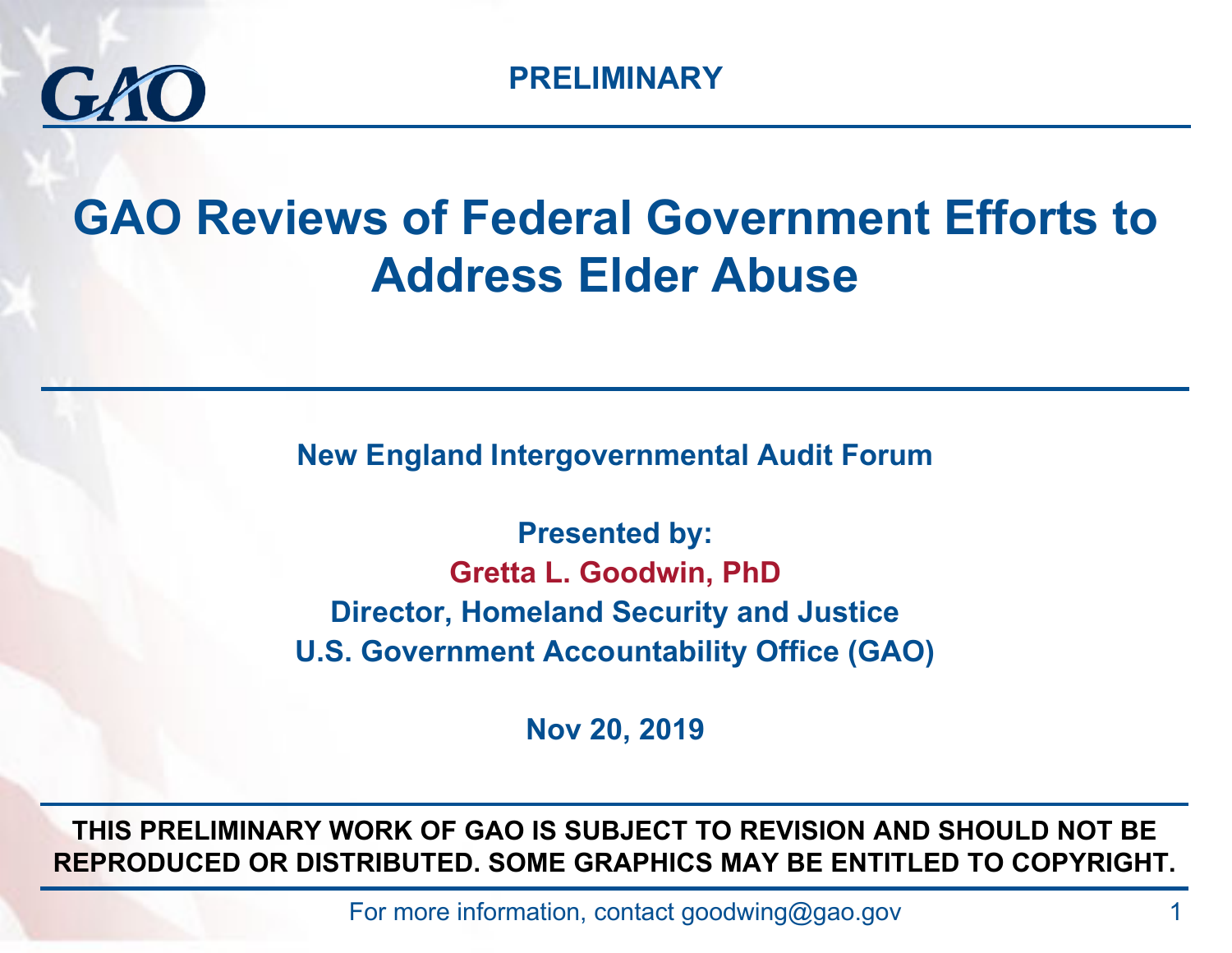PRELIMINARY

# GAO Reviews of Federal Government Efforts to Address Elder Abuse

**New England Intergovernmental Audit Forum**

**Presented by:**
**Gretta L. Goodwin, PhD**
**Director, Homeland Security and Justice**
**U.S. Government Accountability Office (GAO)**

**Nov 20, 2019**

**THIS PRELIMINARY WORK OF GAO IS SUBJECT TO REVISION AND SHOULD NOT BE REPRODUCED OR DISTRIBUTED. SOME GRAPHICS MAY BE ENTITLED TO COPYRIGHT.**

For more information, contact goodwing@gao.gov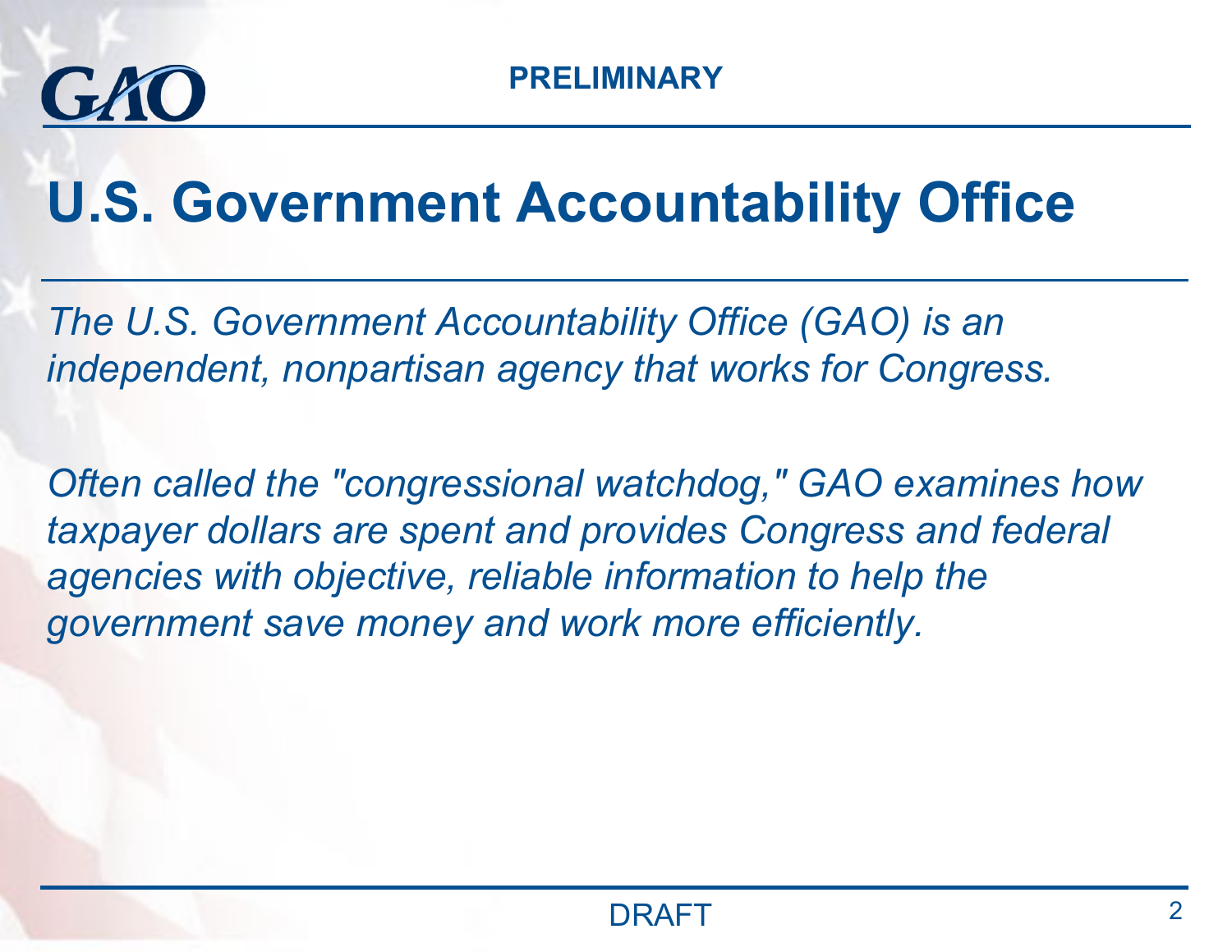# U.S. Government Accountability Office

*The U.S. Government Accountability Office (GAO) is an independent, nonpartisan agency that works for Congress.*

*Often called the "congressional watchdog," GAO examines how taxpayer dollars are spent and provides Congress and federal agencies with objective, reliable information to help the government save money and work more efficiently.*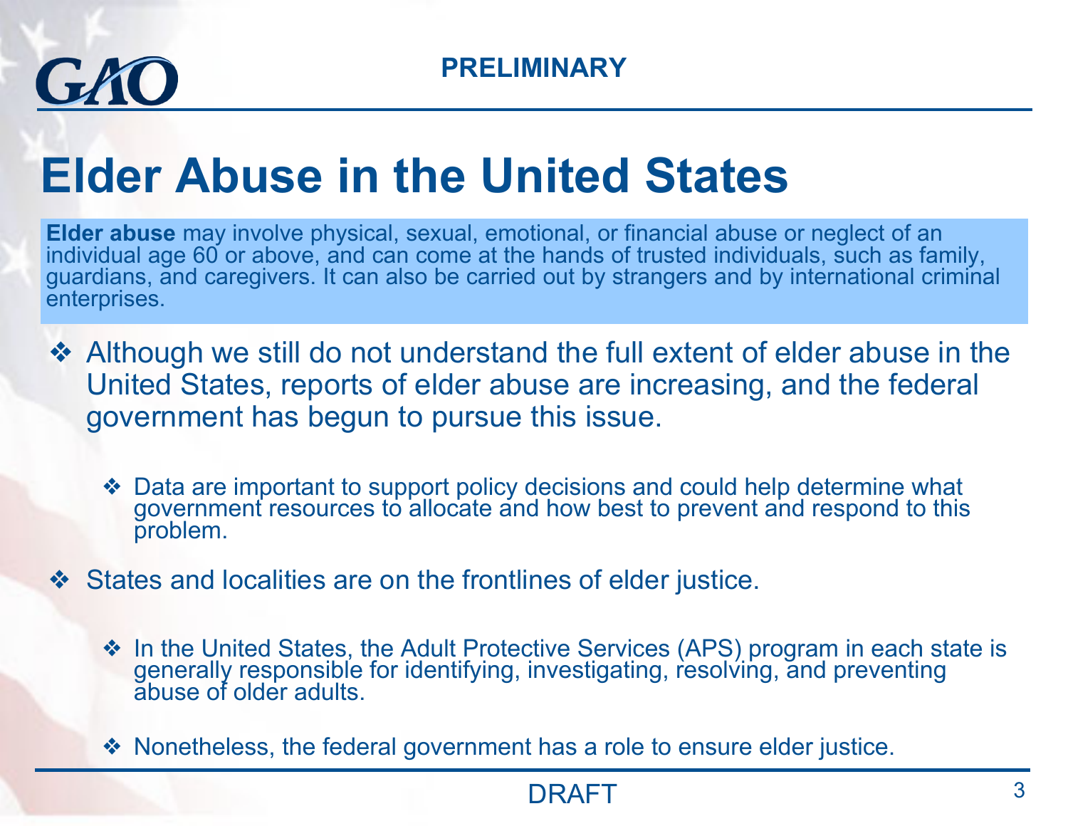# Elder Abuse in the United States

**Elder abuse** may involve physical, sexual, emotional, or financial abuse or neglect of an individual age 60 or above, and can come at the hands of trusted individuals, such as family, guardians, and caregivers. It can also be carried out by strangers and by international criminal enterprises.

- Although we still do not understand the full extent of elder abuse in the United States, reports of elder abuse are increasing, and the federal government has begun to pursue this issue.
  - Data are important to support policy decisions and could help determine what government resources to allocate and how best to prevent and respond to this problem.
- States and localities are on the frontlines of elder justice.
  - In the United States, the Adult Protective Services (APS) program in each state is generally responsible for identifying, investigating, resolving, and preventing abuse of older adults.
  - Nonetheless, the federal government has a role to ensure elder justice.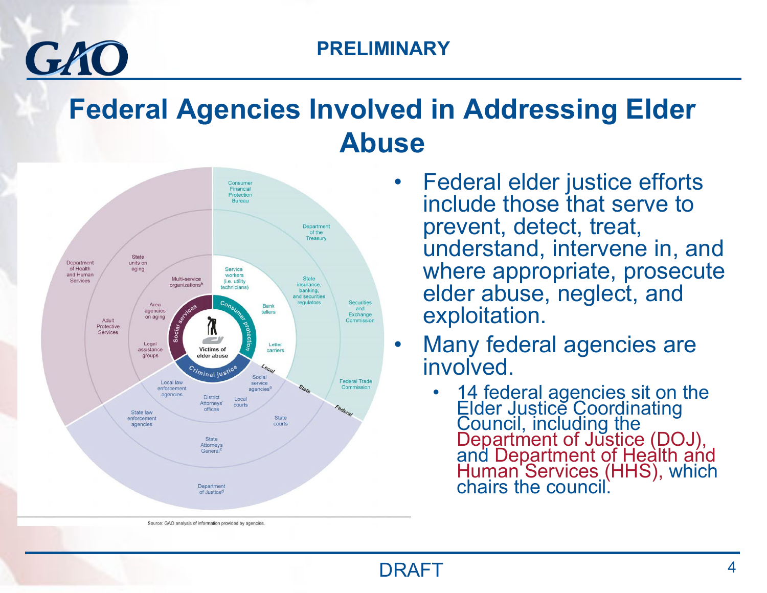PRELIMINARY

# Federal Agencies Involved in Addressing Elder Abuse

Consumer Financial Protection Bureau

Department of the Treasury

Securities and Exchange Commission

Federal Trade Commission

State insurance, banking, and securities regulators

Service workers (i.e. utility technicians)

Bank tellers

Letter carriers

Social service agencies[e]

Department of Health and Human Services

State units on aging

Multi-service organizations[b]

Area agencies on aging

Adult Protective Services

Legal assistance groups

Social services

Consumer protection

Criminal justice

Victims of elder abuse

Local law enforcement agencies

District Attorneys' offices

Local courts

State law enforcement agencies

State courts

State Attorneys General[c]

Department of Justice[d]

Local

State

Federal

Source: GAO analysis of information provided by agencies.

- Federal elder justice efforts include those that serve to prevent, detect, treat, understand, intervene in, and where appropriate, prosecute elder abuse, neglect, and exploitation.
- Many federal agencies are involved.
  - 14 federal agencies sit on the Elder Justice Coordinating Council, including the Department of Justice (DOJ), and Department of Health and Human Services (HHS), which chairs the council.

DRAFT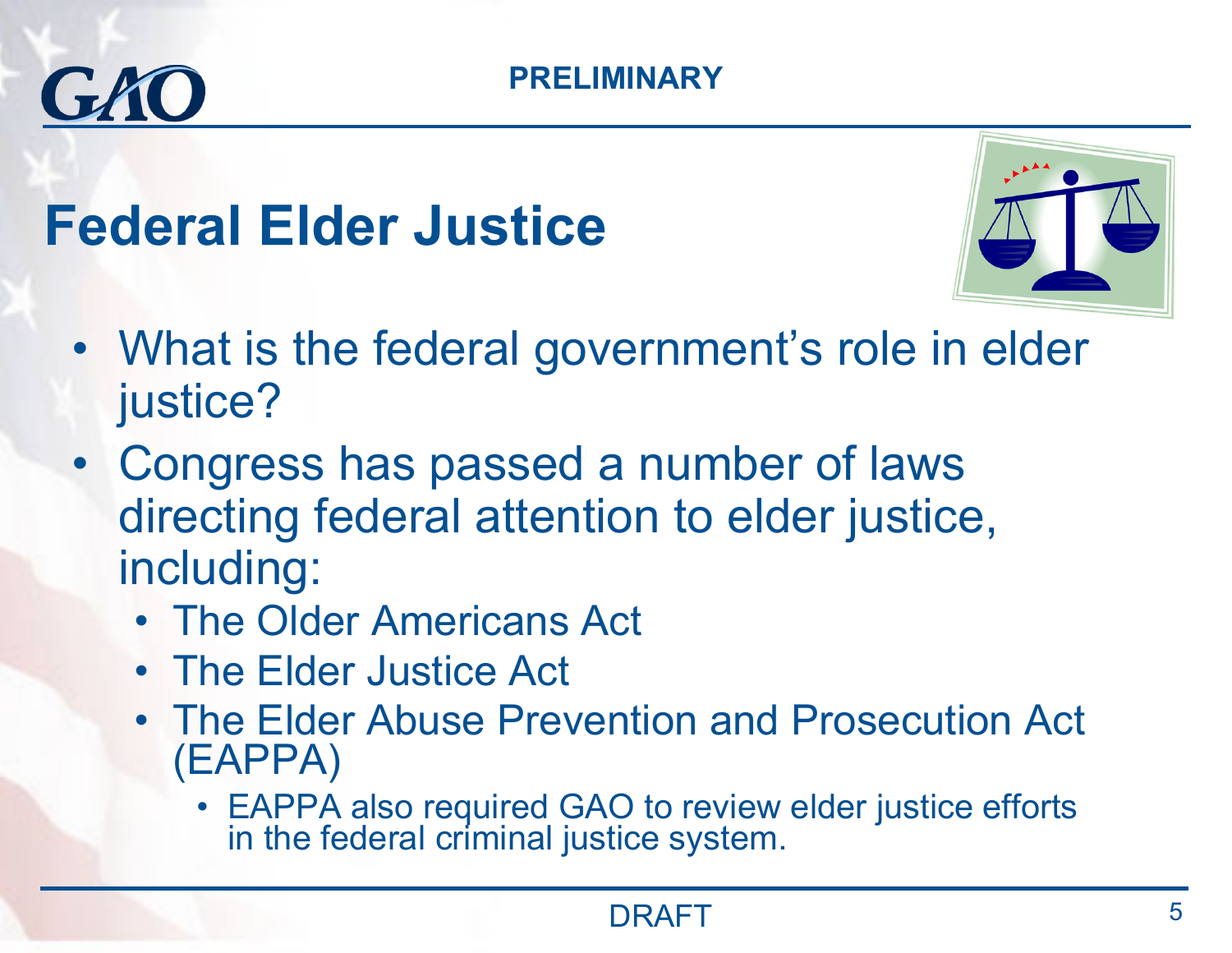# Federal Elder Justice

- What is the federal government's role in elder justice?
- Congress has passed a number of laws directing federal attention to elder justice, including:
  - The Older Americans Act
  - The Elder Justice Act
  - The Elder Abuse Prevention and Prosecution Act (EAPPA)
    - EAPPA also required GAO to review elder justice efforts in the federal criminal justice system.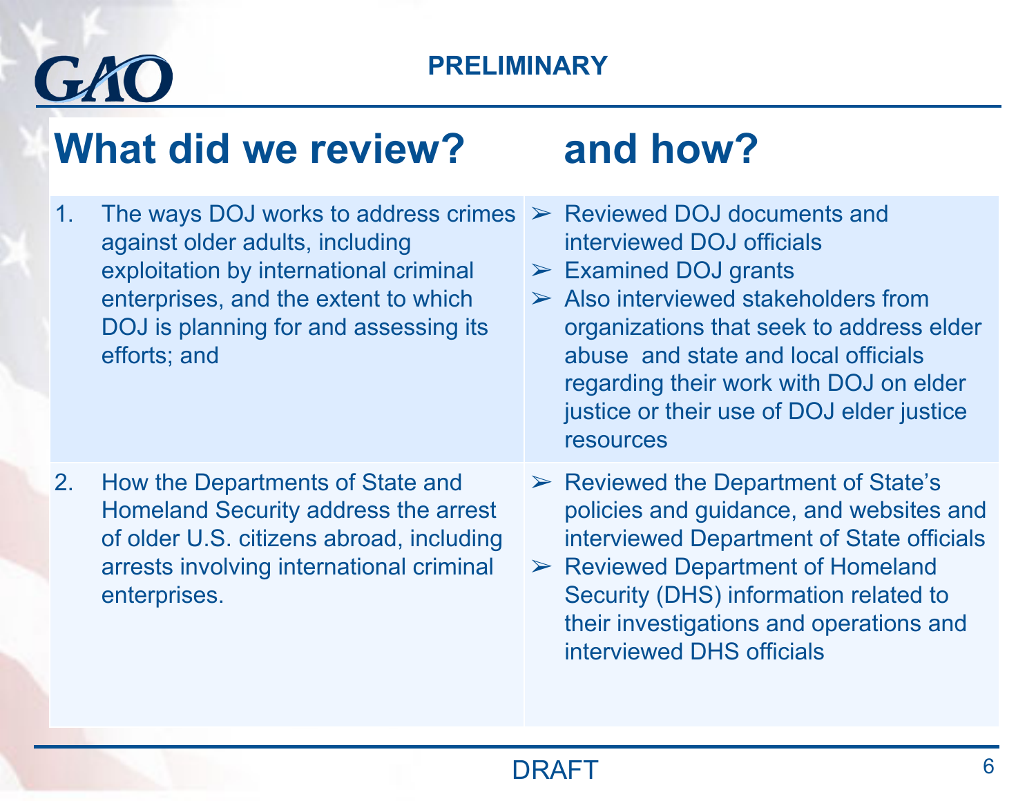PRELIMINARY

# What did we review? and how?

| What did we review? | and how? |
| --- | --- |
| 1. The ways DOJ works to address crimes against older adults, including exploitation by international criminal enterprises, and the extent to which DOJ is planning for and assessing its efforts; and | ➢ Reviewed DOJ documents and interviewed DOJ officials<br>➢ Examined DOJ grants<br>➢ Also interviewed stakeholders from organizations that seek to address elder abuse and state and local officials regarding their work with DOJ on elder justice or their use of DOJ elder justice resources |
| 2. How the Departments of State and Homeland Security address the arrest of older U.S. citizens abroad, including arrests involving international criminal enterprises. | ➢ Reviewed the Department of State's policies and guidance, and websites and interviewed Department of State officials<br>➢ Reviewed Department of Homeland Security (DHS) information related to their investigations and operations and interviewed DHS officials |

DRAFT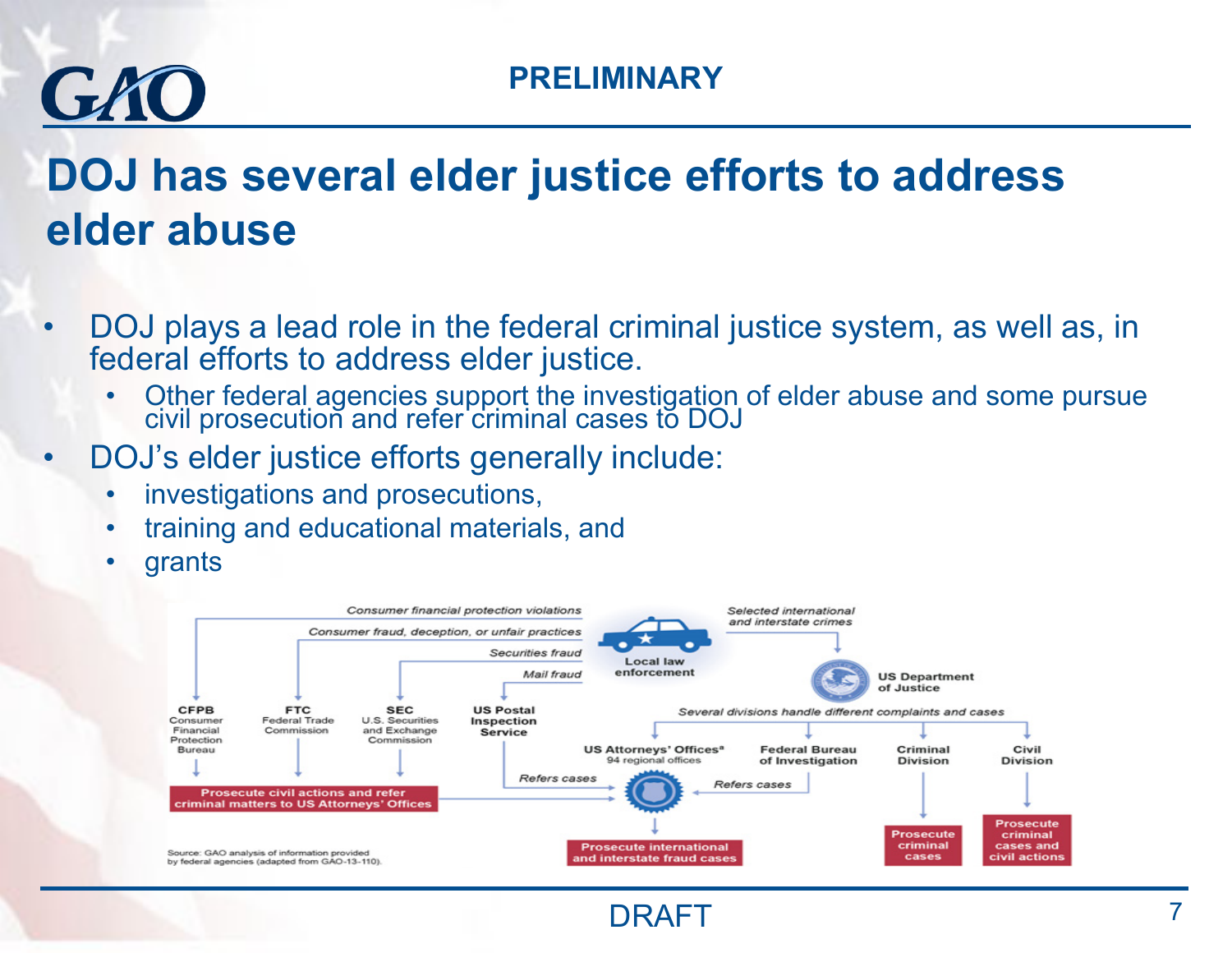**PRELIMINARY**

# DOJ has several elder justice efforts to address elder abuse

- DOJ plays a lead role in the federal criminal justice system, as well as, in federal efforts to address elder justice.
  - Other federal agencies support the investigation of elder abuse and some pursue civil prosecution and refer criminal cases to DOJ
- DOJ's elder justice efforts generally include:
  - investigations and prosecutions,
  - training and educational materials, and
  - grants

Consumer financial protection violations

Consumer fraud, deception, or unfair practices

Securities fraud

Mail fraud

Local law enforcement

Selected international and interstate crimes

US Department of Justice

Several divisions handle different complaints and cases

CFPB Consumer Financial Protection Bureau

FTC Federal Trade Commission

SEC U.S. Securities and Exchange Commission

US Postal Inspection Service

US Attorneys' Offices[a] 94 regional offices

Federal Bureau of Investigation

Criminal Division

Civil Division

Prosecute civil actions and refer criminal matters to US Attorneys' Offices

Refers cases

Refers cases

Prosecute international and interstate fraud cases

Prosecute criminal cases

Prosecute criminal cases and civil actions

Source: GAO analysis of information provided by federal agencies (adapted from GAO-13-110).

DRAFT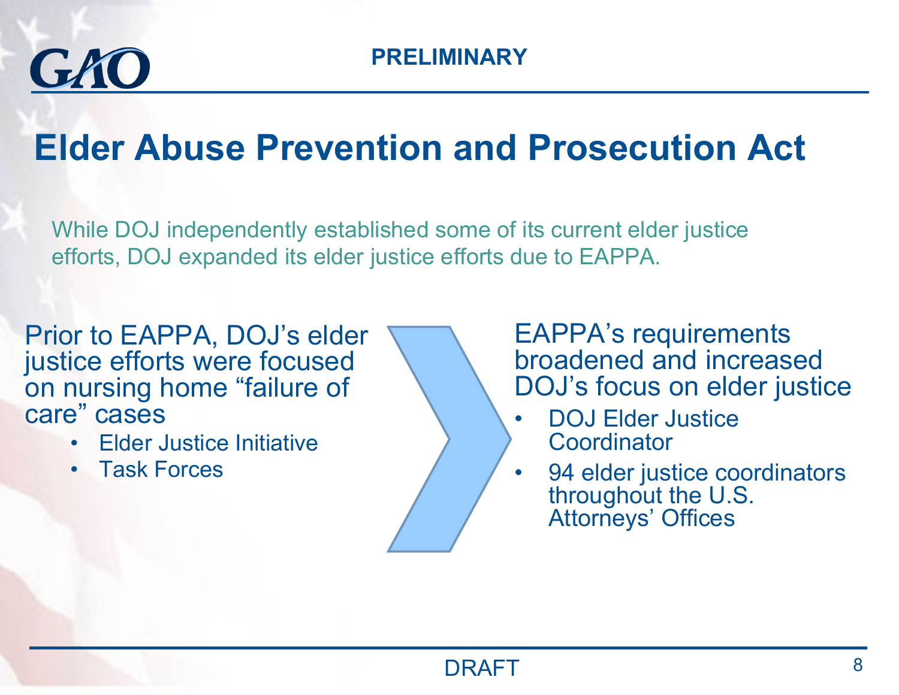# Elder Abuse Prevention and Prosecution Act

While DOJ independently established some of its current elder justice efforts, DOJ expanded its elder justice efforts due to EAPPA.

Prior to EAPPA, DOJ's elder justice efforts were focused on nursing home "failure of care" cases

- Elder Justice Initiative
- Task Forces

EAPPA's requirements broadened and increased DOJ's focus on elder justice

- DOJ Elder Justice Coordinator
- 94 elder justice coordinators throughout the U.S. Attorneys' Offices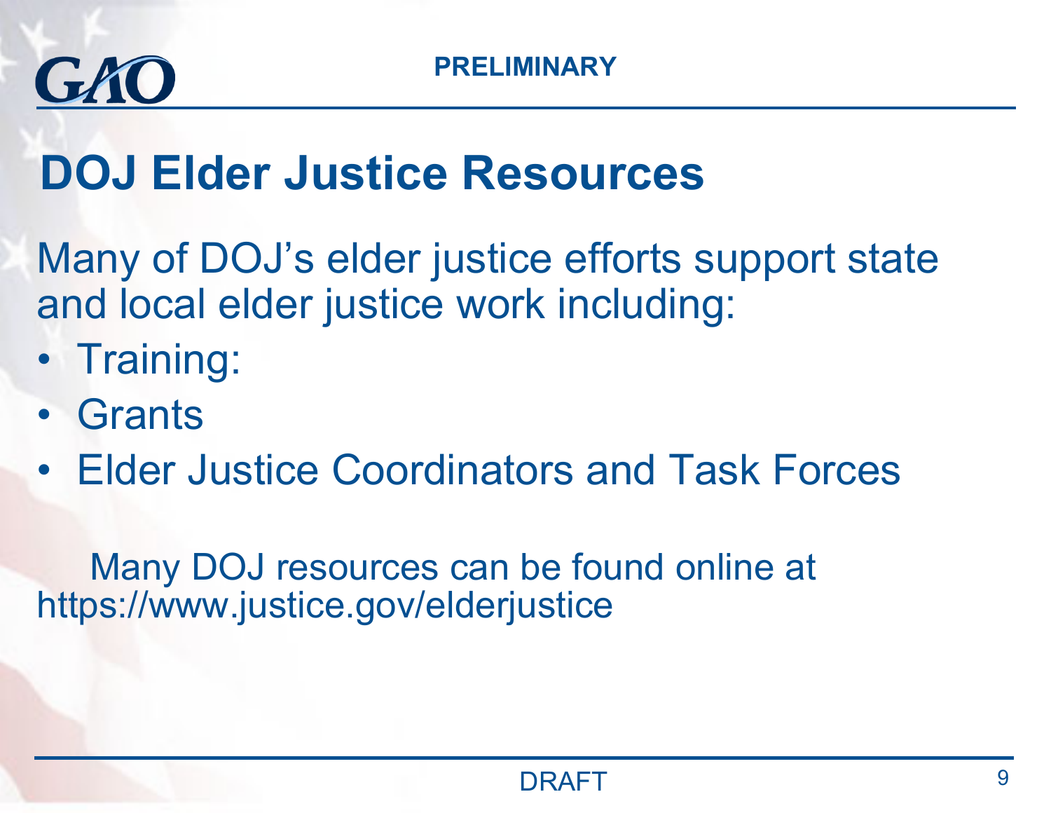# DOJ Elder Justice Resources

Many of DOJ’s elder justice efforts support state and local elder justice work including:

- Training:
- Grants
- Elder Justice Coordinators and Task Forces

Many DOJ resources can be found online at https://www.justice.gov/elderjustice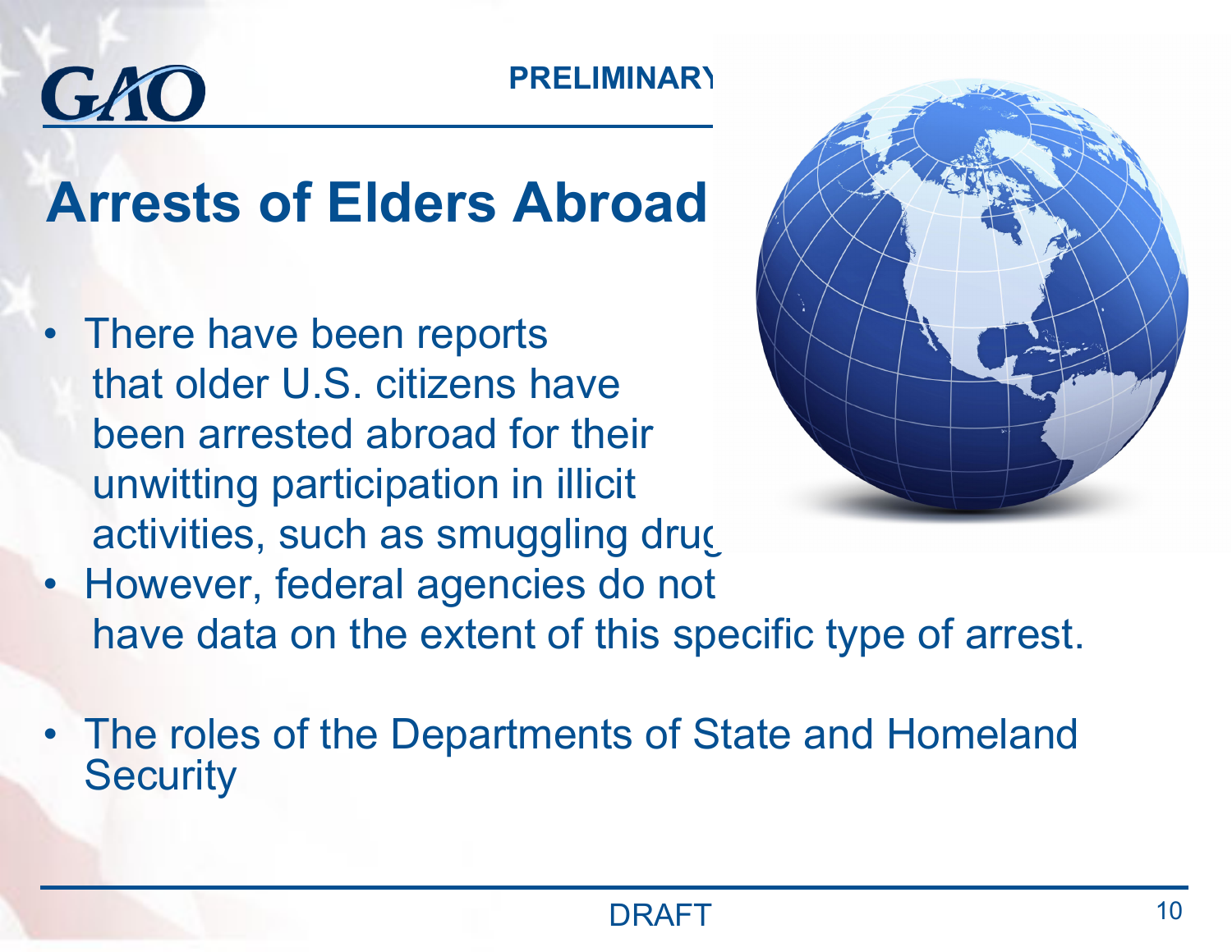# Arrests of Elders Abroad

- There have been reports that older U.S. citizens have been arrested abroad for their unwitting participation in illicit activities, such as smuggling drug
- However, federal agencies do not have data on the extent of this specific type of arrest.
- The roles of the Departments of State and Homeland Security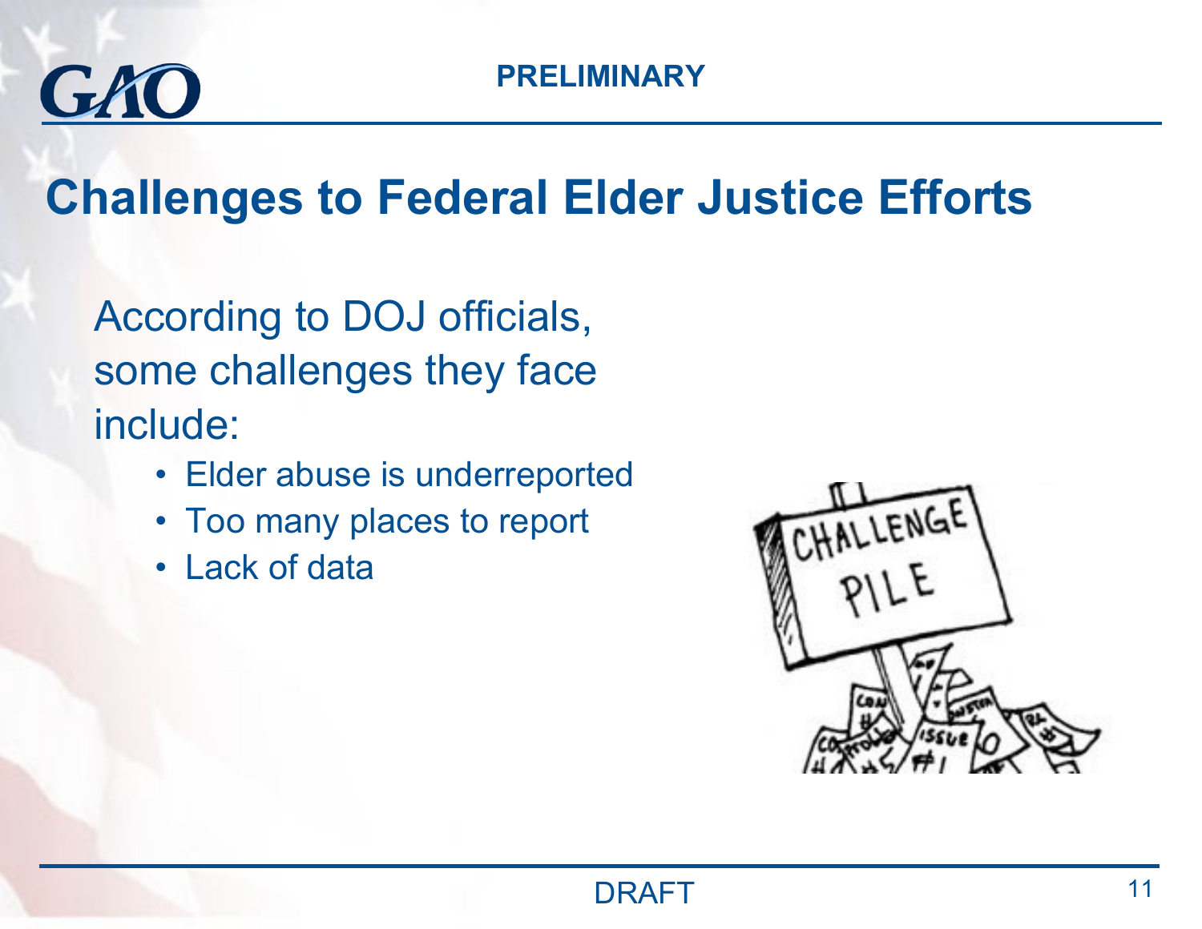# Challenges to Federal Elder Justice Efforts

According to DOJ officials, some challenges they face include:

- Elder abuse is underreported
- Too many places to report
- Lack of data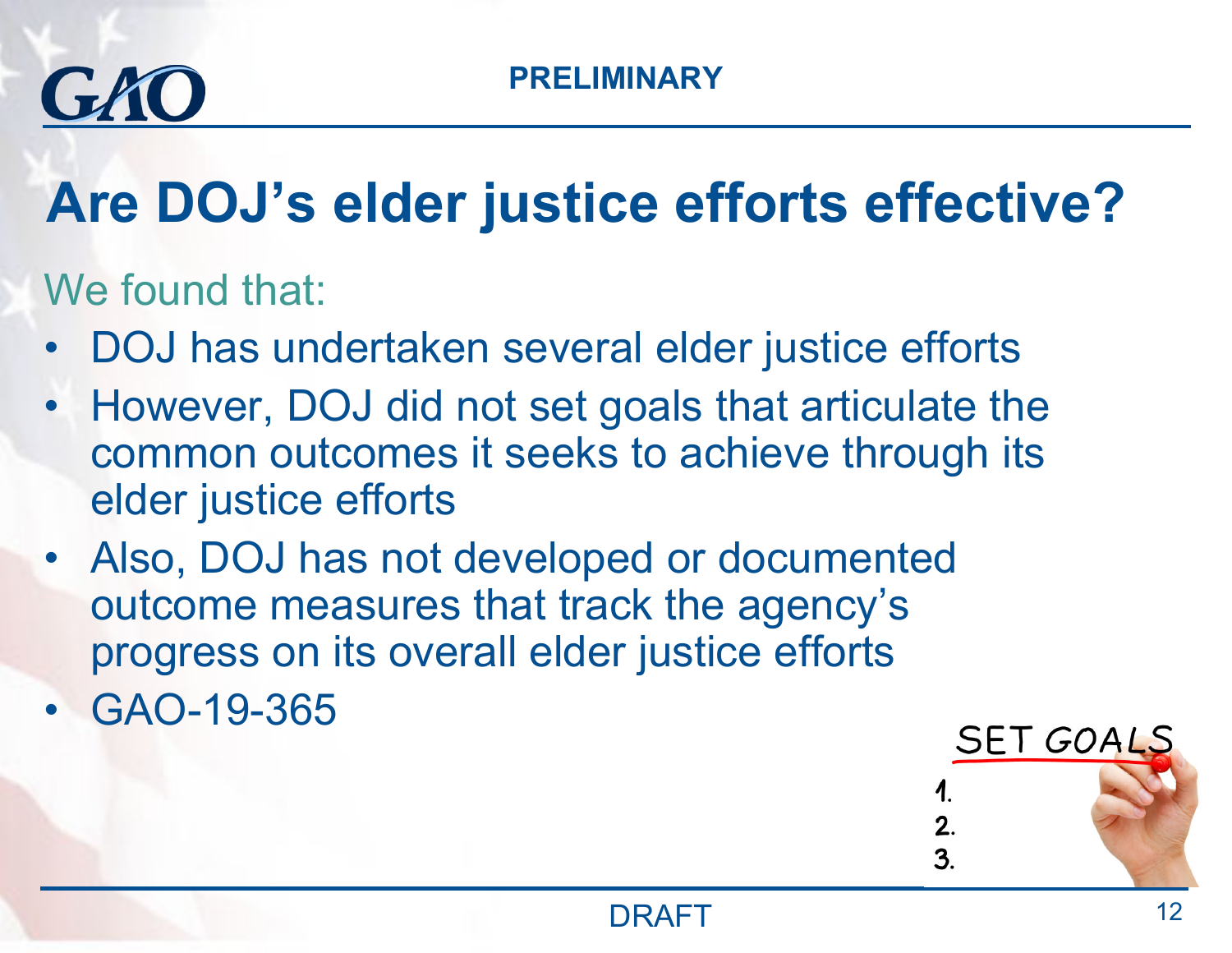# Are DOJ's elder justice efforts effective?

We found that:

- DOJ has undertaken several elder justice efforts
- However, DOJ did not set goals that articulate the common outcomes it seeks to achieve through its elder justice efforts
- Also, DOJ has not developed or documented outcome measures that track the agency's progress on its overall elder justice efforts
- GAO-19-365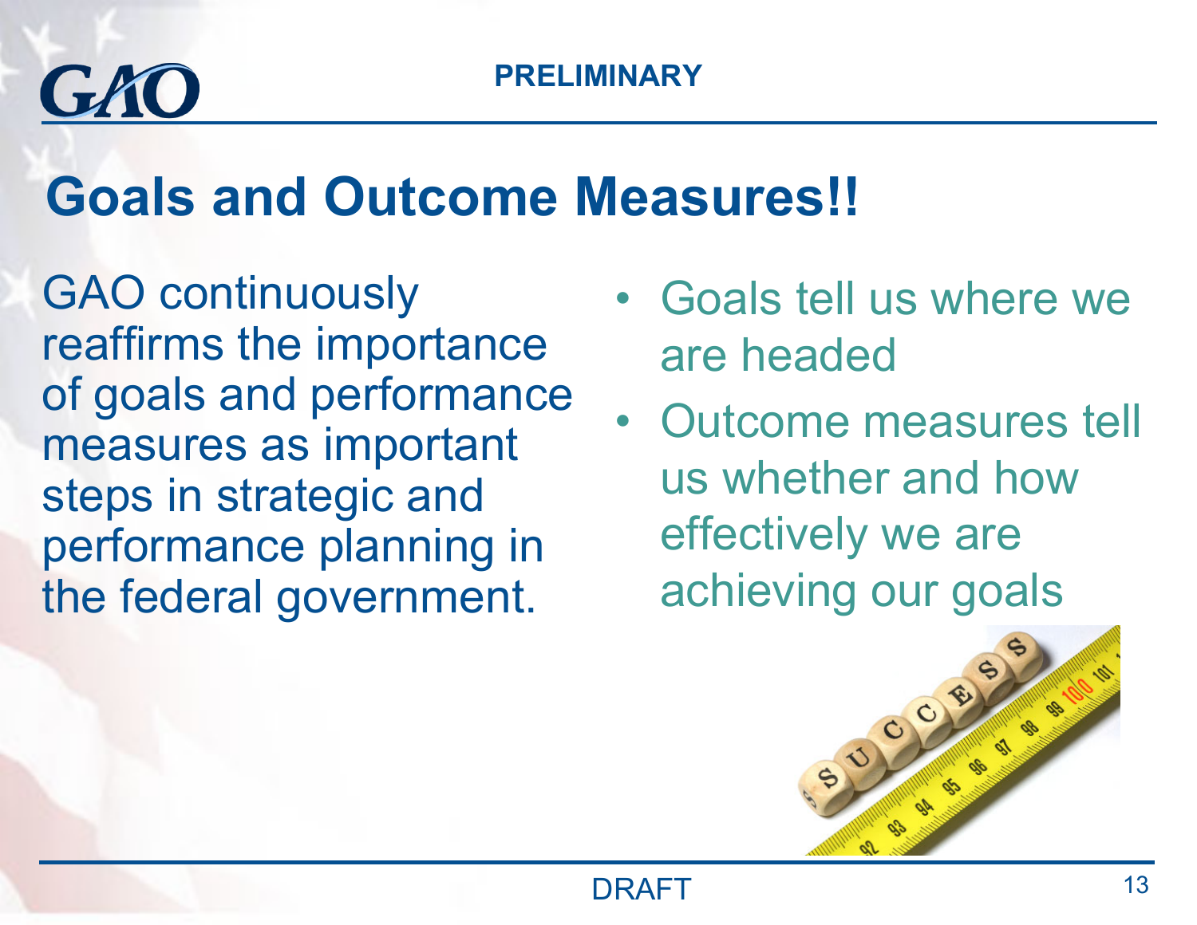PRELIMINARY

# Goals and Outcome Measures!!

GAO continuously reaffirms the importance of goals and performance measures as important steps in strategic and performance planning in the federal government.

- Goals tell us where we are headed
- Outcome measures tell us whether and how effectively we are achieving our goals

DRAFT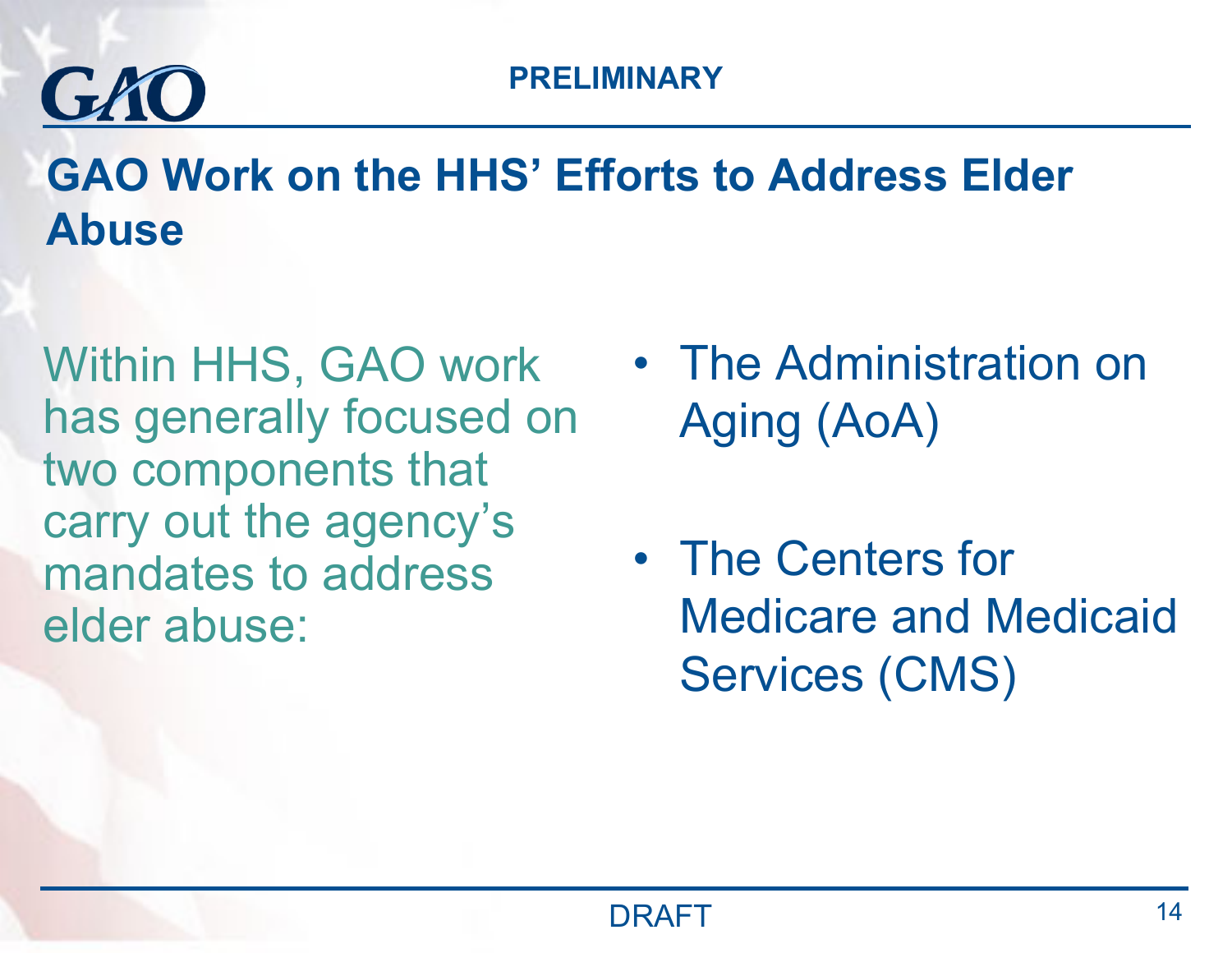PRELIMINARY

## GAO Work on the HHS' Efforts to Address Elder Abuse

Within HHS, GAO work has generally focused on two components that carry out the agency's mandates to address elder abuse:

- The Administration on Aging (AoA)
- The Centers for Medicare and Medicaid Services (CMS)

DRAFT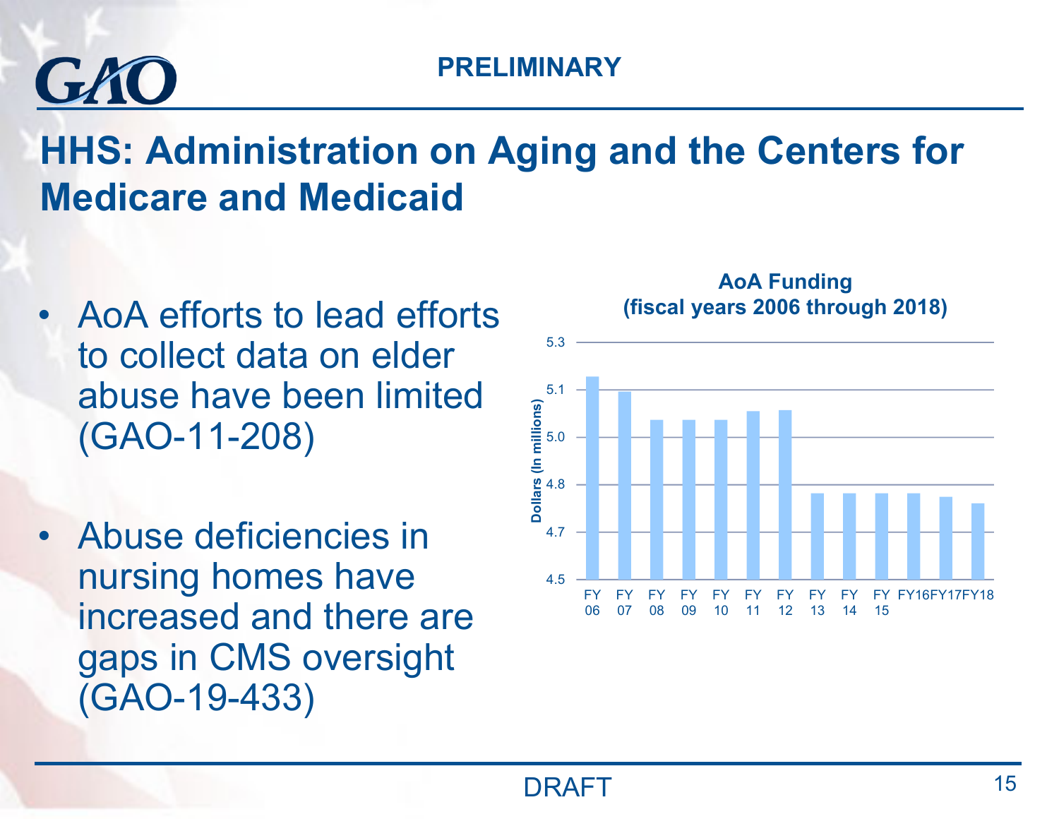PRELIMINARY

# HHS: Administration on Aging and the Centers for Medicare and Medicaid

- AoA efforts to lead efforts to collect data on elder abuse have been limited (GAO-11-208)
- Abuse deficiencies in nursing homes have increased and there are gaps in CMS oversight (GAO-19-433)

**AoA Funding**
**(fiscal years 2006 through 2018)**

Dollars (In millions)

5.3
5.1
5.0
4.8
4.7
4.5

FY 06 | FY 07 | FY 08 | FY 09 | FY 10 | FY 11 | FY 12 | FY 13 | FY 14 | FY 15 | FY16 | FY17 | FY18

DRAFT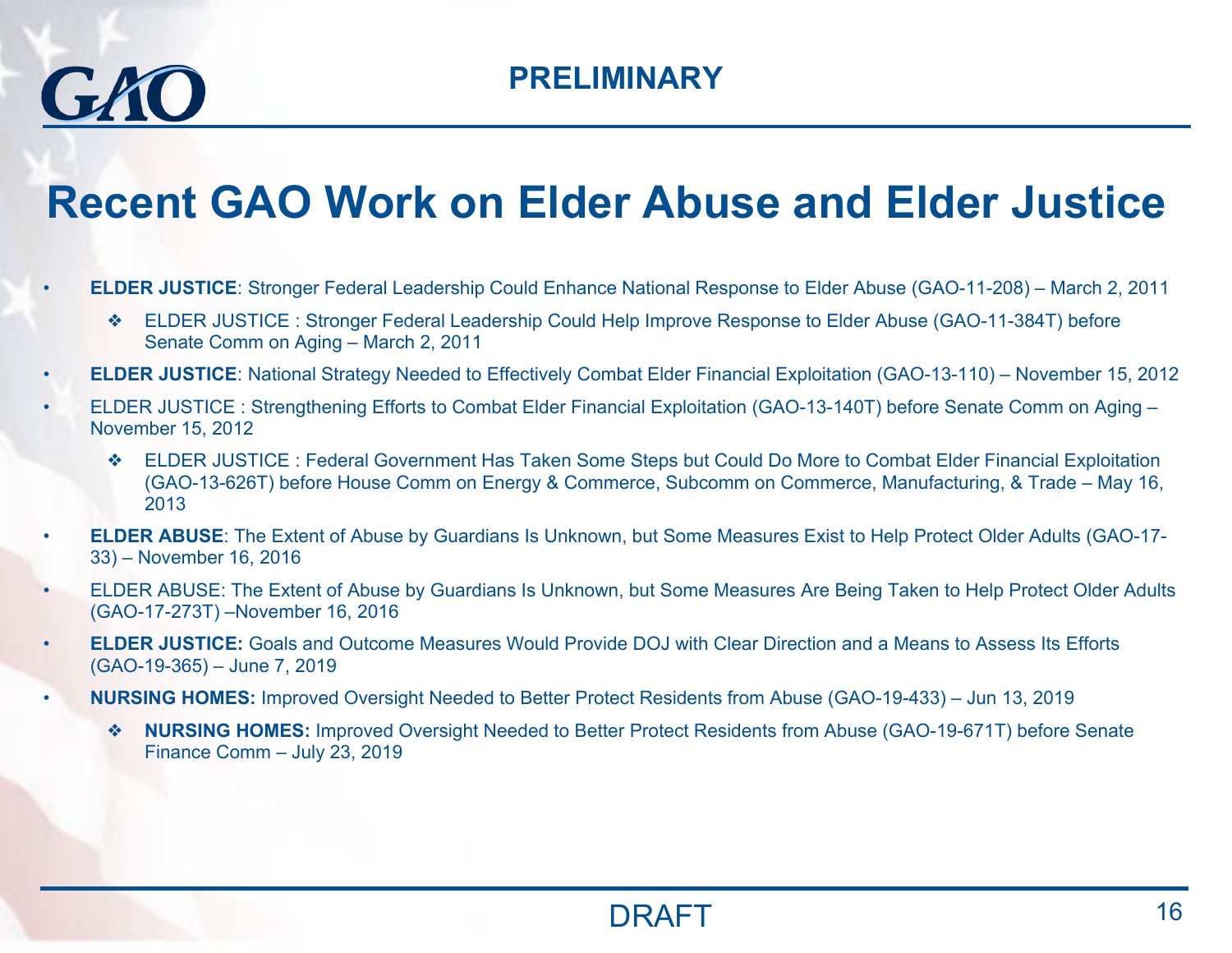PRELIMINARY

# Recent GAO Work on Elder Abuse and Elder Justice

- **ELDER JUSTICE**: Stronger Federal Leadership Could Enhance National Response to Elder Abuse (GAO-11-208) – March 2, 2011
    - ELDER JUSTICE : Stronger Federal Leadership Could Help Improve Response to Elder Abuse (GAO-11-384T) before Senate Comm on Aging – March 2, 2011
- **ELDER JUSTICE**: National Strategy Needed to Effectively Combat Elder Financial Exploitation (GAO-13-110) – November 15, 2012
- ELDER JUSTICE : Strengthening Efforts to Combat Elder Financial Exploitation (GAO-13-140T) before Senate Comm on Aging – November 15, 2012
    - ELDER JUSTICE : Federal Government Has Taken Some Steps but Could Do More to Combat Elder Financial Exploitation (GAO-13-626T) before House Comm on Energy & Commerce, Subcomm on Commerce, Manufacturing, & Trade – May 16, 2013
- **ELDER ABUSE**: The Extent of Abuse by Guardians Is Unknown, but Some Measures Exist to Help Protect Older Adults (GAO-17-33) – November 16, 2016
- ELDER ABUSE: The Extent of Abuse by Guardians Is Unknown, but Some Measures Are Being Taken to Help Protect Older Adults (GAO-17-273T) –November 16, 2016
- **ELDER JUSTICE:** Goals and Outcome Measures Would Provide DOJ with Clear Direction and a Means to Assess Its Efforts (GAO-19-365) – June 7, 2019
- **NURSING HOMES:** Improved Oversight Needed to Better Protect Residents from Abuse (GAO-19-433) – Jun 13, 2019
    - **NURSING HOMES:** Improved Oversight Needed to Better Protect Residents from Abuse (GAO-19-671T) before Senate Finance Comm – July 23, 2019

DRAFT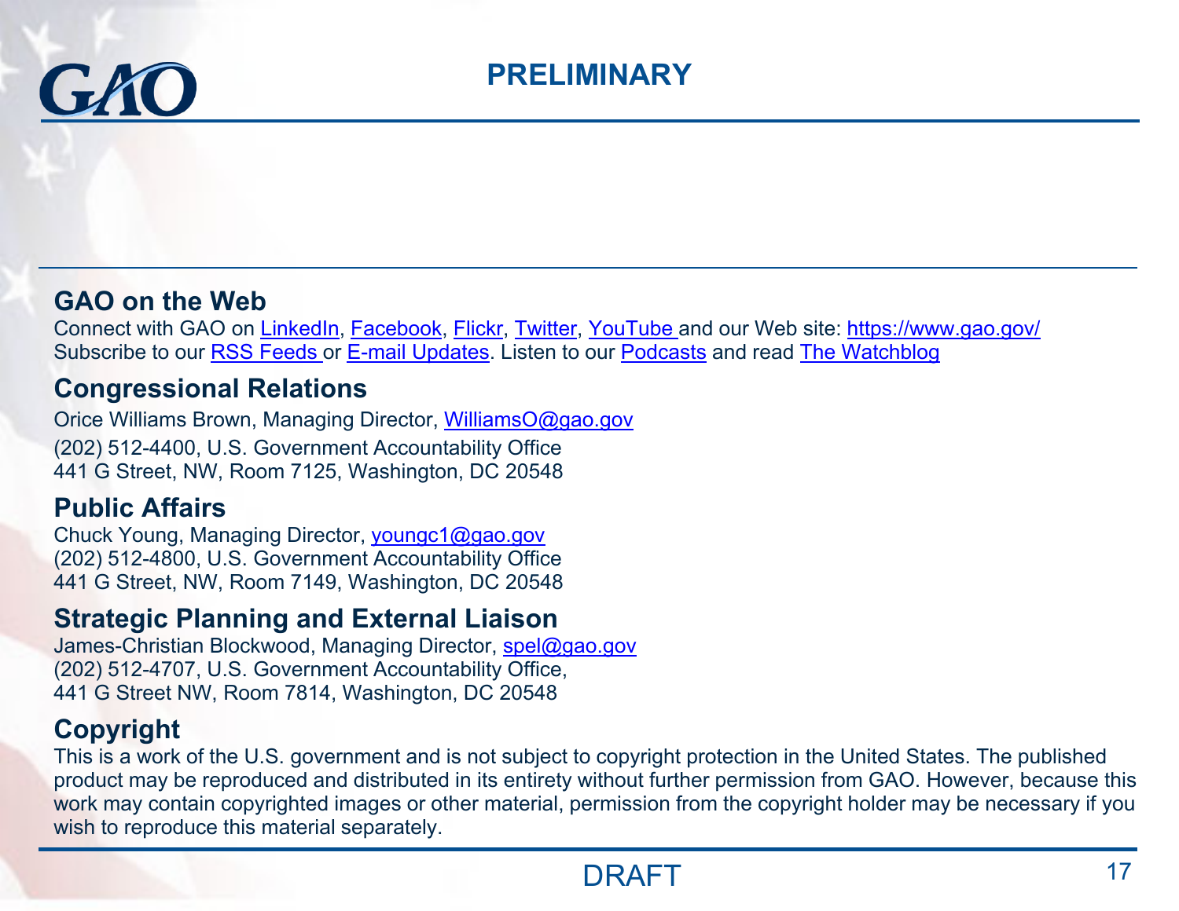PRELIMINARY

## GAO on the Web

Connect with GAO on LinkedIn, Facebook, Flickr, Twitter, YouTube and our Web site: https://www.gao.gov/
Subscribe to our RSS Feeds or E-mail Updates. Listen to our Podcasts and read The Watchblog

## Congressional Relations

Orice Williams Brown, Managing Director, WilliamsO@gao.gov
(202) 512-4400, U.S. Government Accountability Office
441 G Street, NW, Room 7125, Washington, DC 20548

## Public Affairs

Chuck Young, Managing Director, youngc1@gao.gov
(202) 512-4800, U.S. Government Accountability Office
441 G Street, NW, Room 7149, Washington, DC 20548

## Strategic Planning and External Liaison

James-Christian Blockwood, Managing Director, spel@gao.gov
(202) 512-4707, U.S. Government Accountability Office,
441 G Street NW, Room 7814, Washington, DC 20548

## Copyright

This is a work of the U.S. government and is not subject to copyright protection in the United States. The published product may be reproduced and distributed in its entirety without further permission from GAO. However, because this work may contain copyrighted images or other material, permission from the copyright holder may be necessary if you wish to reproduce this material separately.

DRAFT